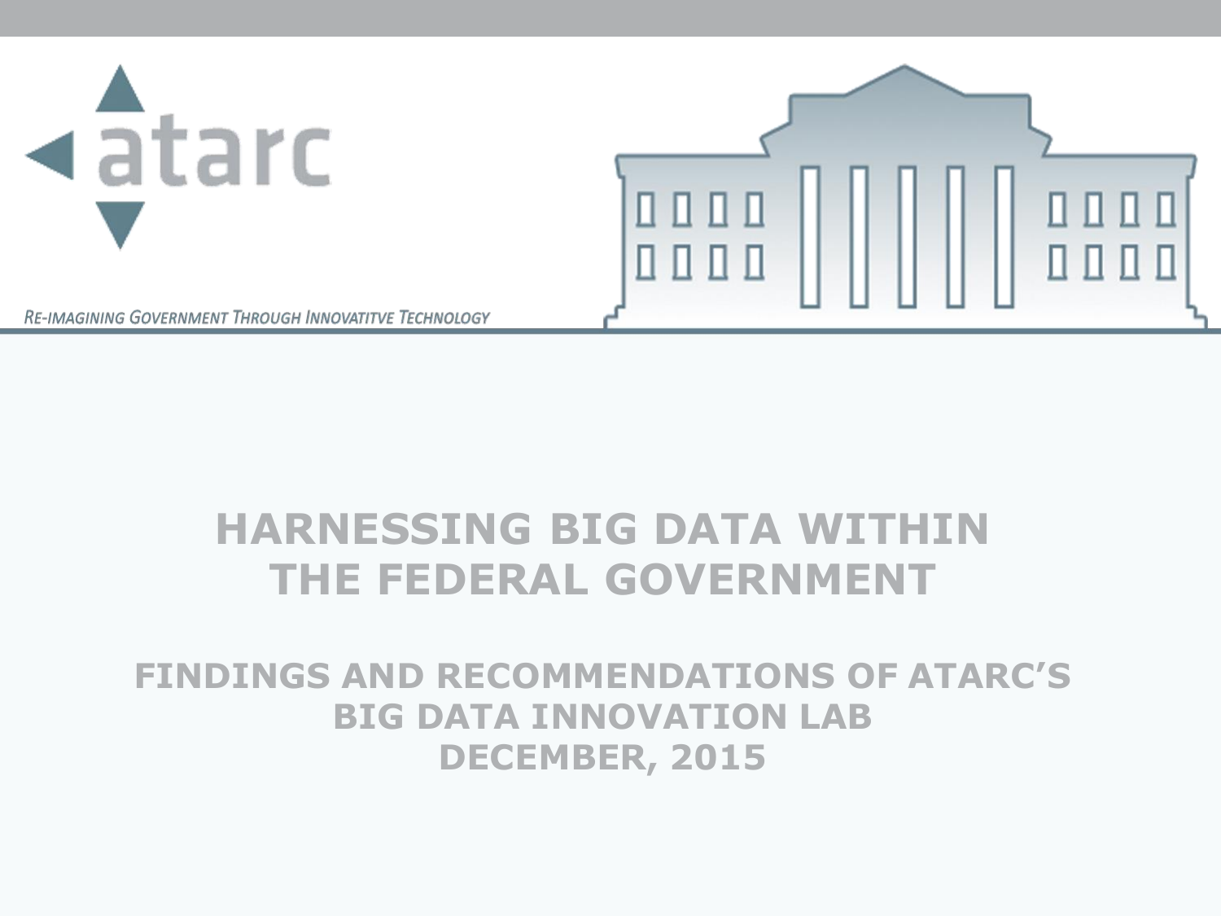atarc

RE-IMAGINING GOVERNMENT THROUGH INNOVATITVE TECHNOLOGY

# HARNESSING BIG DATA WITHIN THE FEDERAL GOVERNMENT

## FINDINGS AND RECOMMENDATIONS OF ATARC'S BIG DATA INNOVATION LAB DECEMBER, 2015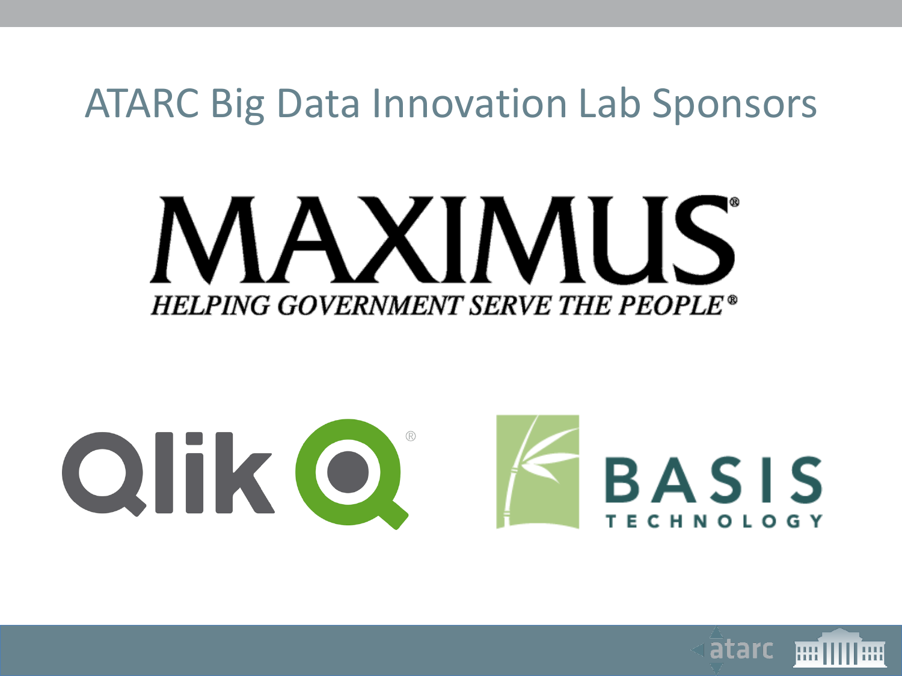# ATARC Big Data Innovation Lab Sponsors

MAXIMUS®

*HELPING GOVERNMENT SERVE THE PEOPLE®*

Qlik®

BASIS TECHNOLOGY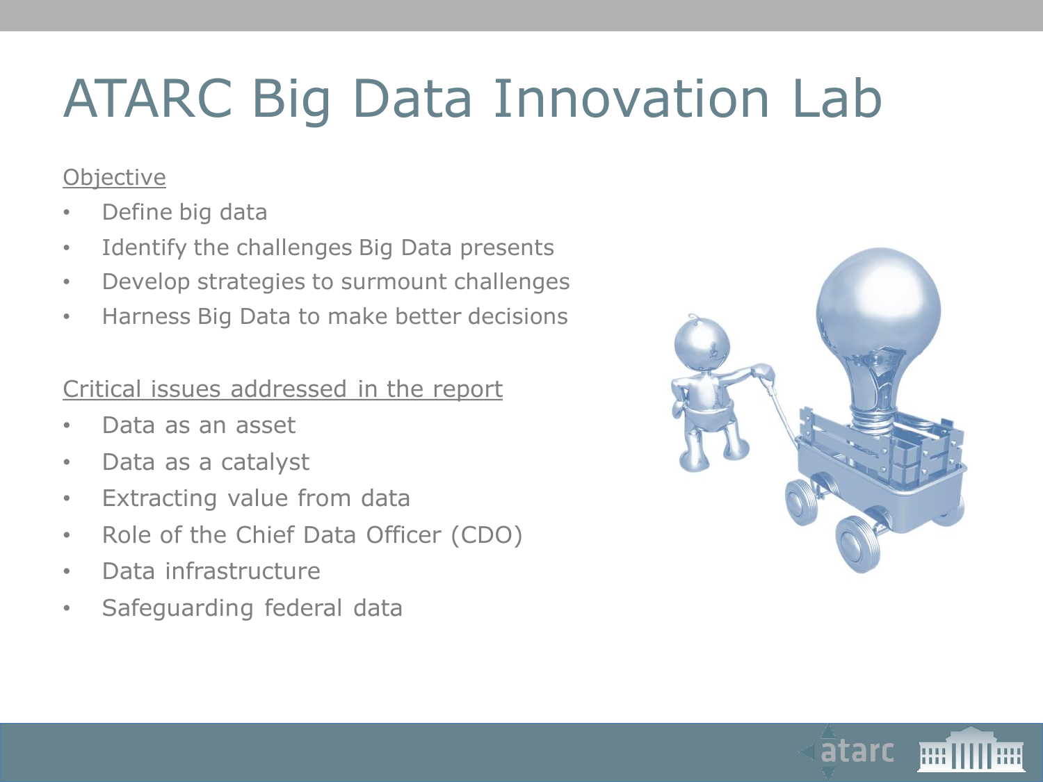# ATARC Big Data Innovation Lab

Objective

- Define big data
- Identify the challenges Big Data presents
- Develop strategies to surmount challenges
- Harness Big Data to make better decisions

Critical issues addressed in the report

- Data as an asset
- Data as a catalyst
- Extracting value from data
- Role of the Chief Data Officer (CDO)
- Data infrastructure
- Safeguarding federal data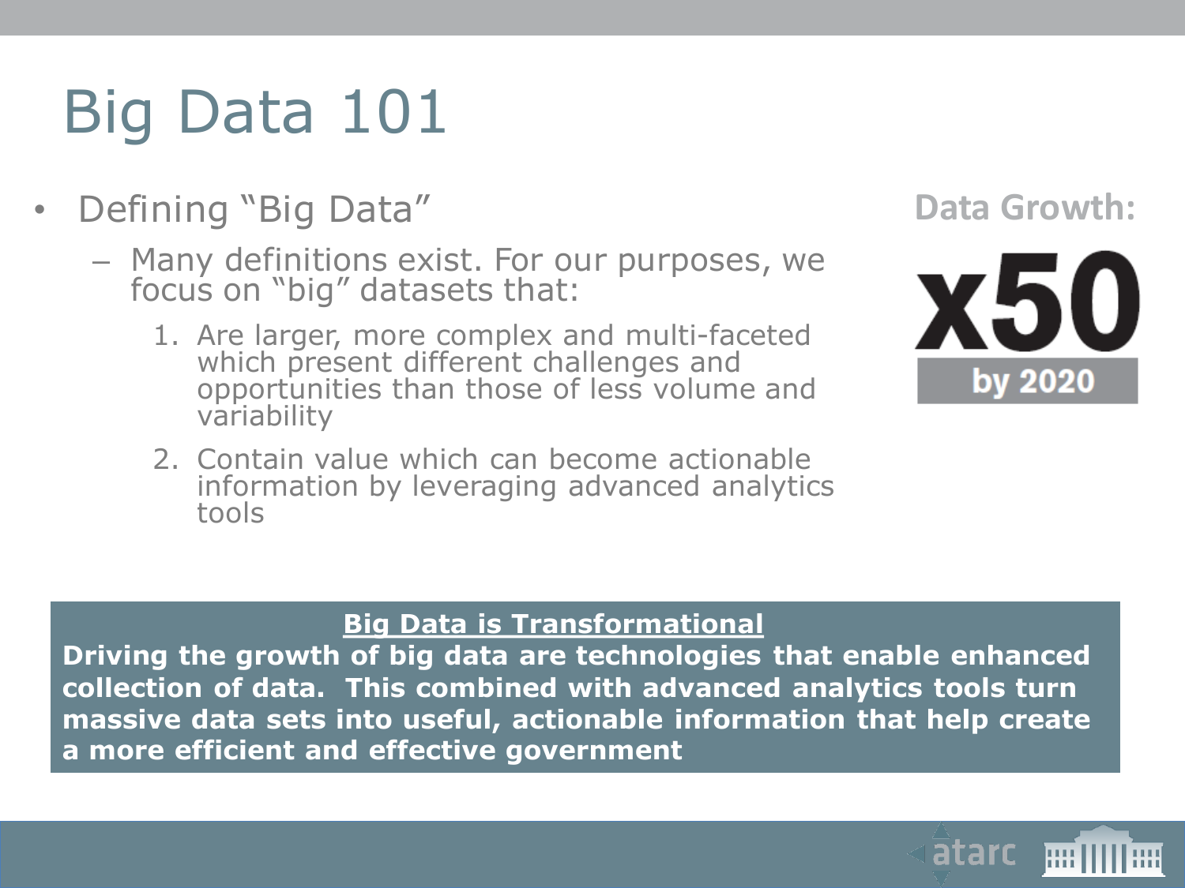# Big Data 101

- Defining "Big Data"
  - Many definitions exist. For our purposes, we focus on "big" datasets that:
    1. Are larger, more complex and multi-faceted which present different challenges and opportunities than those of less volume and variability
    2. Contain value which can become actionable information by leveraging advanced analytics tools

**Data Growth:**

**x50**

**by 2020**

**Big Data is Transformational**

**Driving the growth of big data are technologies that enable enhanced collection of data. This combined with advanced analytics tools turn massive data sets into useful, actionable information that help create a more efficient and effective government**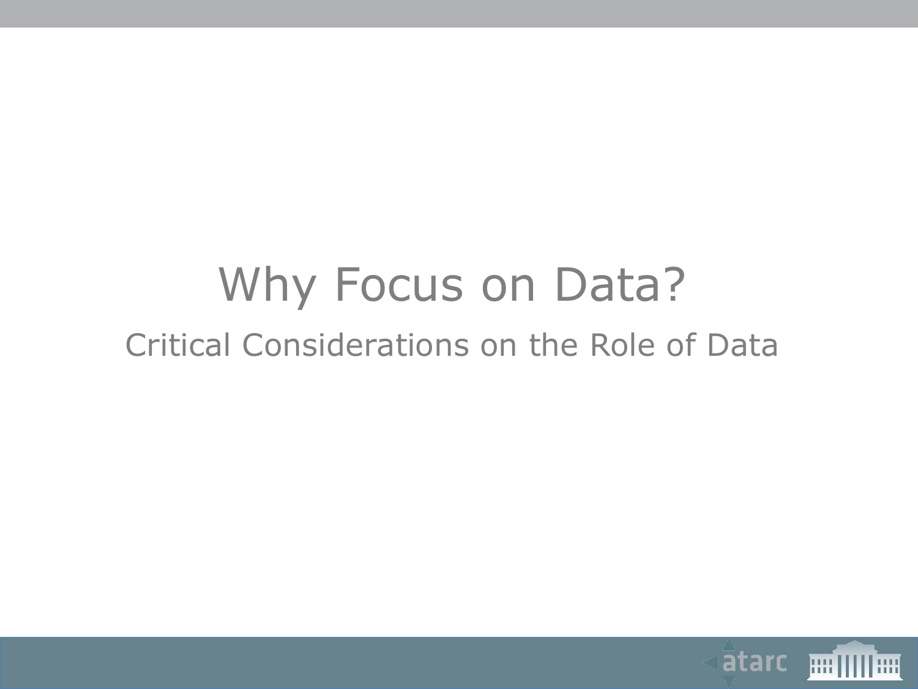# Why Focus on Data?

## Critical Considerations on the Role of Data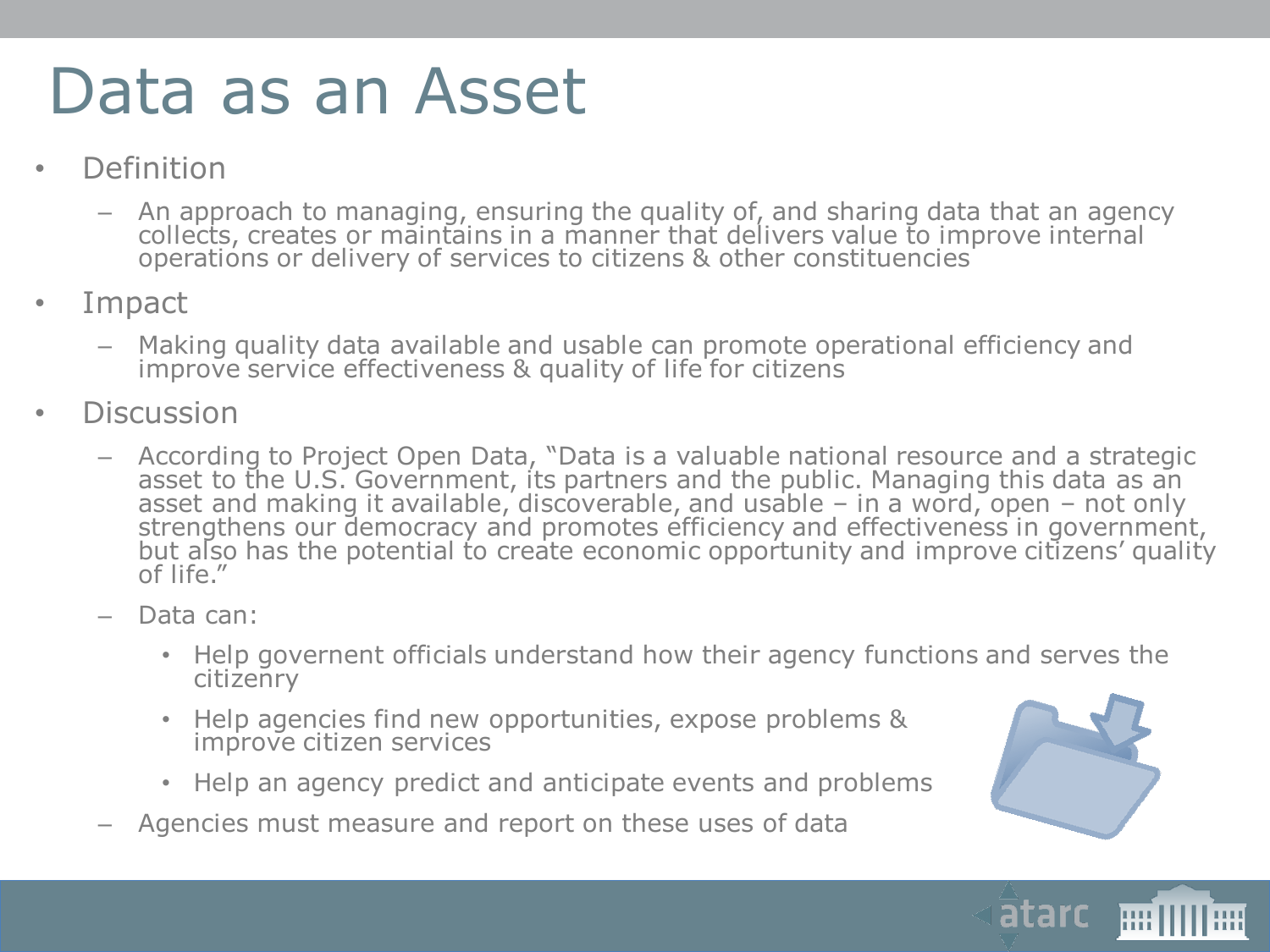# Data as an Asset

- Definition
  - An approach to managing, ensuring the quality of, and sharing data that an agency collects, creates or maintains in a manner that delivers value to improve internal operations or delivery of services to citizens & other constituencies
- Impact
  - Making quality data available and usable can promote operational efficiency and improve service effectiveness & quality of life for citizens
- Discussion
  - According to Project Open Data, "Data is a valuable national resource and a strategic asset to the U.S. Government, its partners and the public. Managing this data as an asset and making it available, discoverable, and usable – in a word, open – not only strengthens our democracy and promotes efficiency and effectiveness in government, but also has the potential to create economic opportunity and improve citizens' quality of life."
  - Data can:
    - Help govemment officials understand how their agency functions and serves the citizenry
    - Help agencies find new opportunities, expose problems & improve citizen services
    - Help an agency predict and anticipate events and problems
  - Agencies must measure and report on these uses of data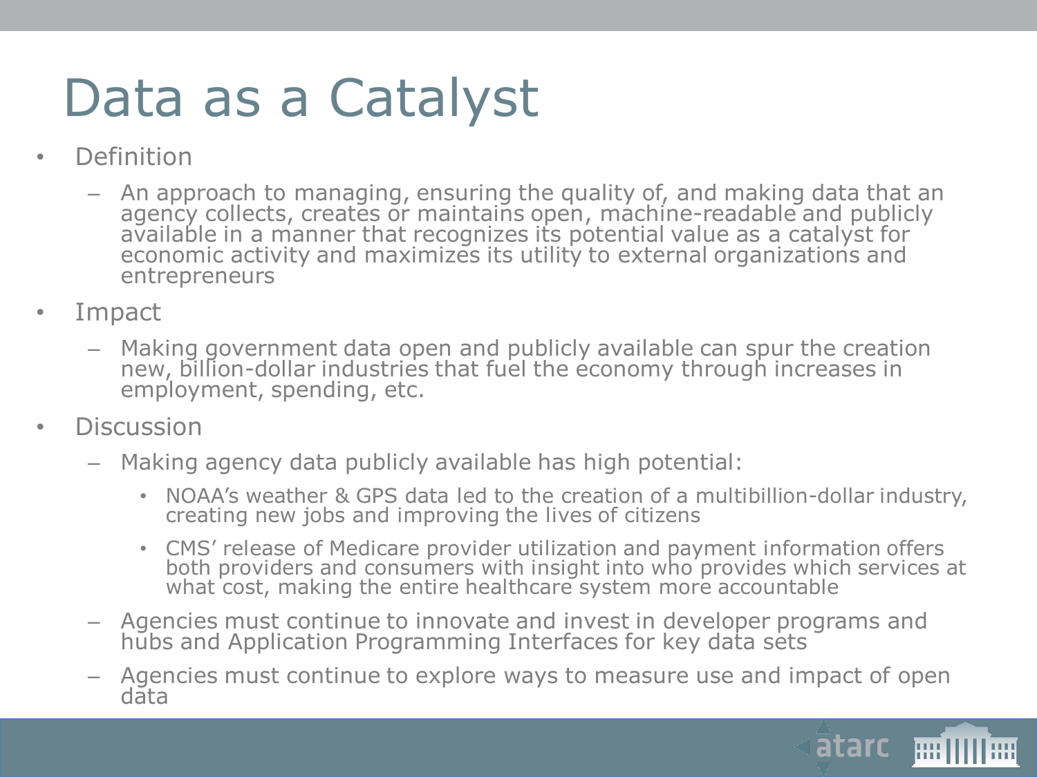# Data as a Catalyst

- Definition
  - An approach to managing, ensuring the quality of, and making data that an agency collects, creates or maintains open, machine-readable and publicly available in a manner that recognizes its potential value as a catalyst for economic activity and maximizes its utility to external organizations and entrepreneurs
- Impact
  - Making government data open and publicly available can spur the creation new, billion-dollar industries that fuel the economy through increases in employment, spending, etc.
- Discussion
  - Making agency data publicly available has high potential:
    - NOAA's weather & GPS data led to the creation of a multibillion-dollar industry, creating new jobs and improving the lives of citizens
    - CMS' release of Medicare provider utilization and payment information offers both providers and consumers with insight into who provides which services at what cost, making the entire healthcare system more accountable
  - Agencies must continue to innovate and invest in developer programs and hubs and Application Programming Interfaces for key data sets
  - Agencies must continue to explore ways to measure use and impact of open data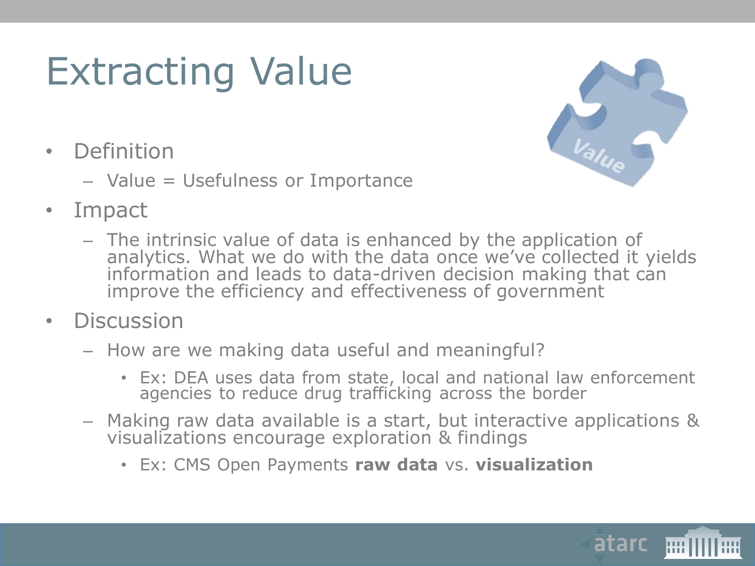# Extracting Value

- Definition
  - Value = Usefulness or Importance
- Impact
  - The intrinsic value of data is enhanced by the application of analytics. What we do with the data once we've collected it yields information and leads to data-driven decision making that can improve the efficiency and effectiveness of government
- Discussion
  - How are we making data useful and meaningful?
    - Ex: DEA uses data from state, local and national law enforcement agencies to reduce drug trafficking across the border
  - Making raw data available is a start, but interactive applications & visualizations encourage exploration & findings
    - Ex: CMS Open Payments **raw data** vs. **visualization**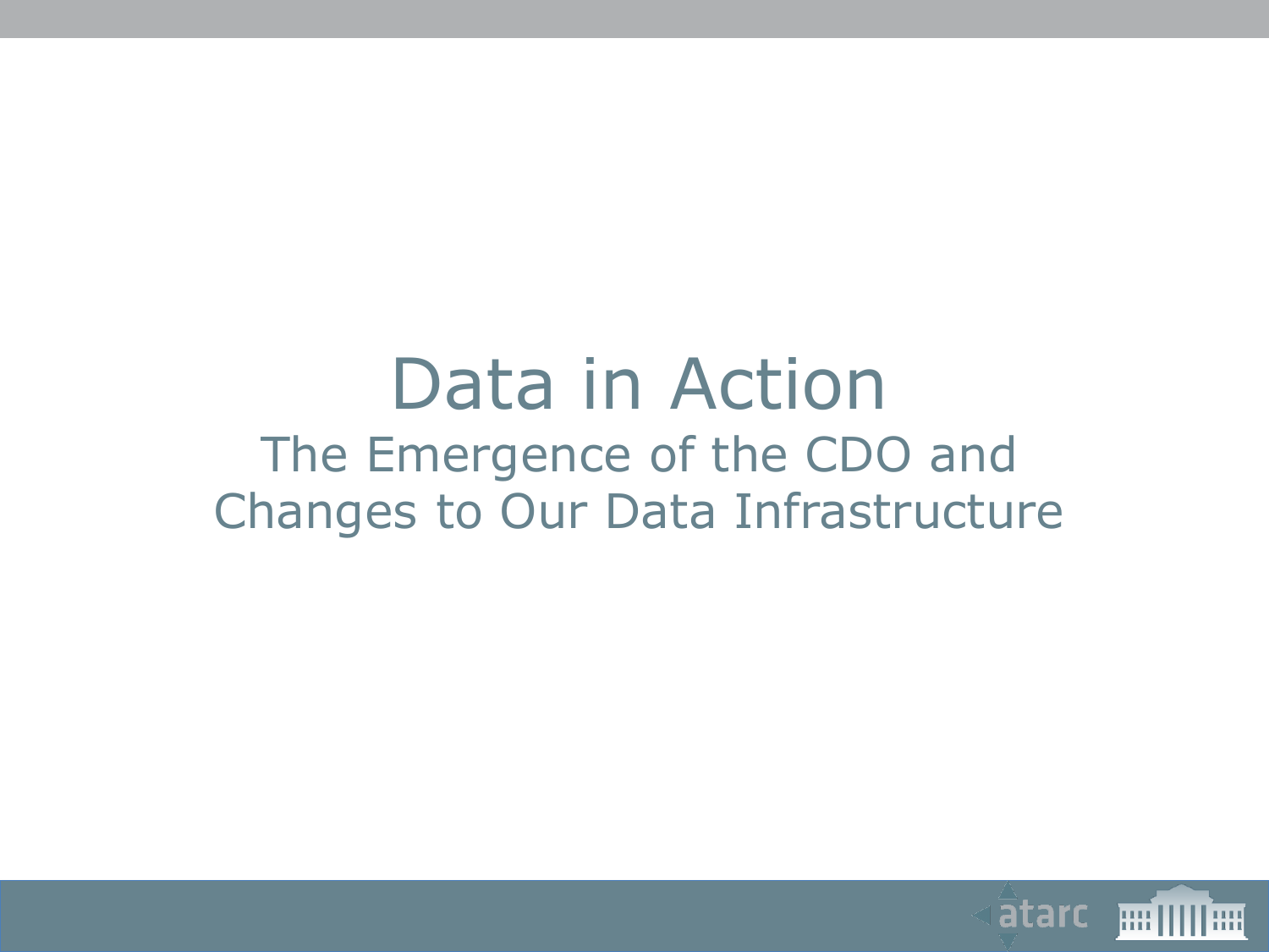# Data in Action

## The Emergence of the CDO and Changes to Our Data Infrastructure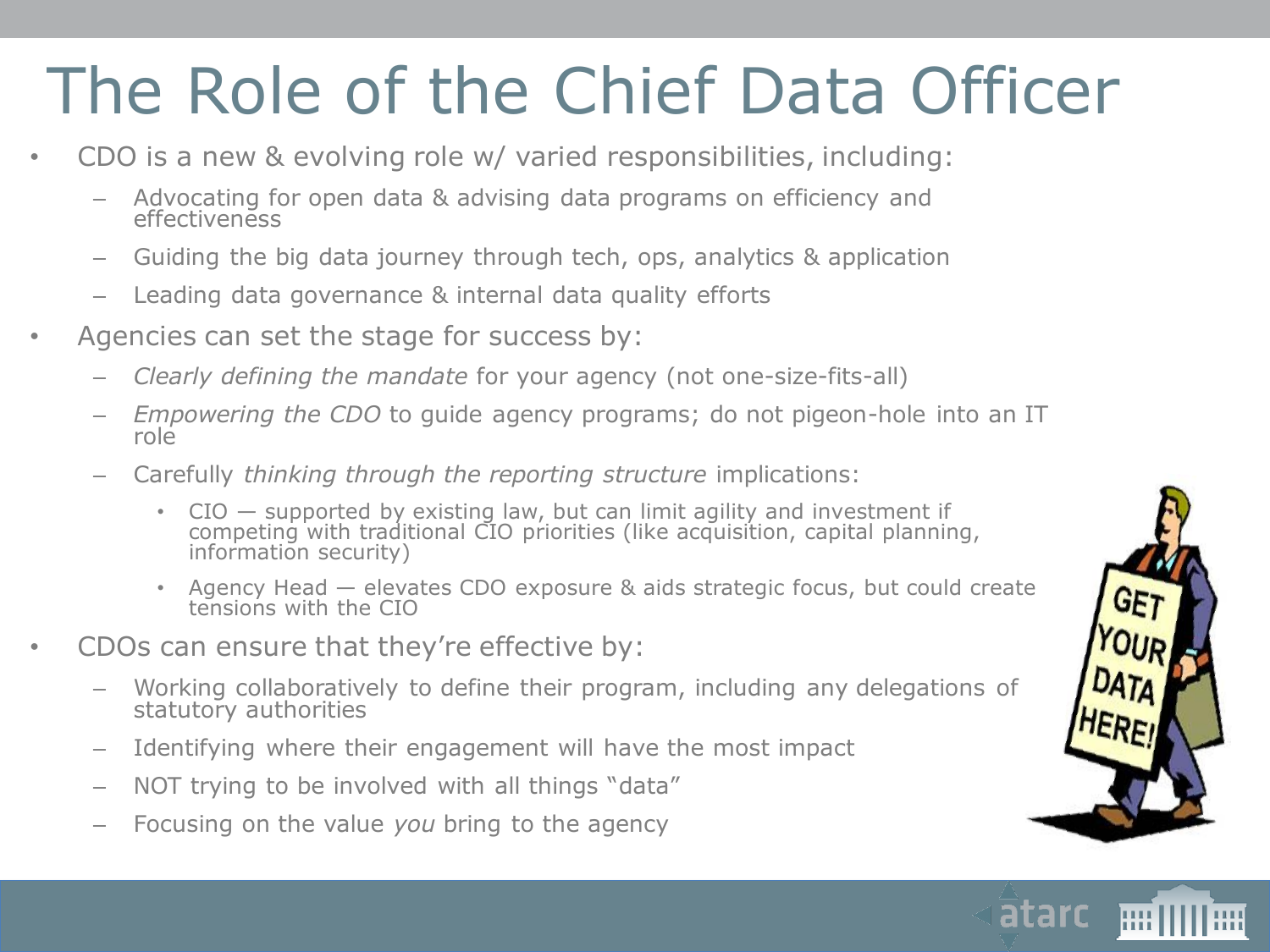# The Role of the Chief Data Officer

- CDO is a new & evolving role w/ varied responsibilities, including:
  - Advocating for open data & advising data programs on efficiency and effectiveness
  - Guiding the big data journey through tech, ops, analytics & application
  - Leading data governance & internal data quality efforts
- Agencies can set the stage for success by:
  - *Clearly defining the mandate* for your agency (not one-size-fits-all)
  - *Empowering the CDO* to guide agency programs; do not pigeon-hole into an IT role
  - Carefully *thinking through the reporting structure* implications:
    - CIO — supported by existing law, but can limit agility and investment if competing with traditional CIO priorities (like acquisition, capital planning, information security)
    - Agency Head — elevates CDO exposure & aids strategic focus, but could create tensions with the CIO
- CDOs can ensure that they're effective by:
  - Working collaboratively to define their program, including any delegations of statutory authorities
  - Identifying where their engagement will have the most impact
  - NOT trying to be involved with all things "data"
  - Focusing on the value *you* bring to the agency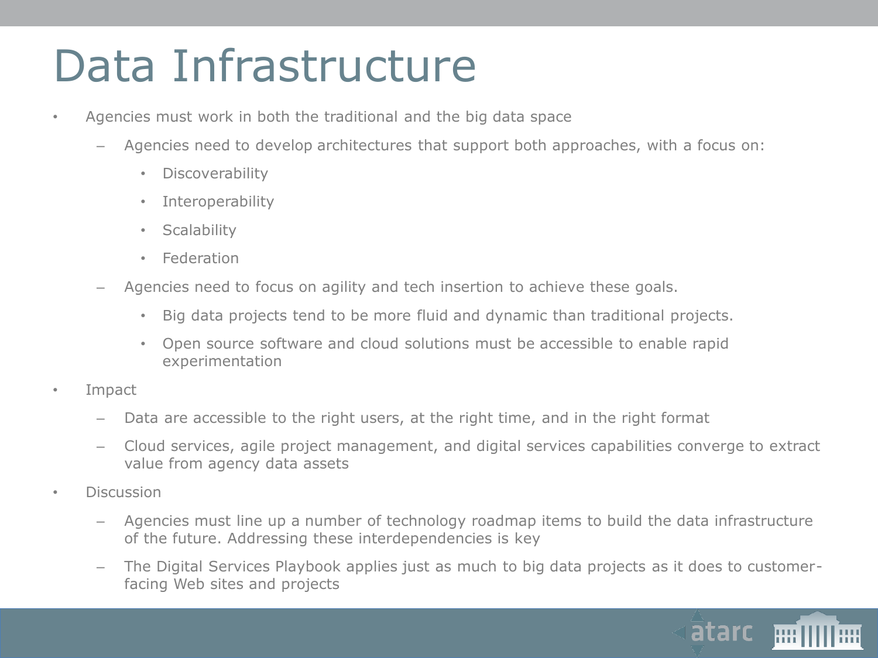# Data Infrastructure

- Agencies must work in both the traditional and the big data space
  - Agencies need to develop architectures that support both approaches, with a focus on:
    - Discoverability
    - Interoperability
    - Scalability
    - Federation
  - Agencies need to focus on agility and tech insertion to achieve these goals.
    - Big data projects tend to be more fluid and dynamic than traditional projects.
    - Open source software and cloud solutions must be accessible to enable rapid experimentation
- Impact
  - Data are accessible to the right users, at the right time, and in the right format
  - Cloud services, agile project management, and digital services capabilities converge to extract value from agency data assets
- Discussion
  - Agencies must line up a number of technology roadmap items to build the data infrastructure of the future. Addressing these interdependencies is key
  - The Digital Services Playbook applies just as much to big data projects as it does to customer-facing Web sites and projects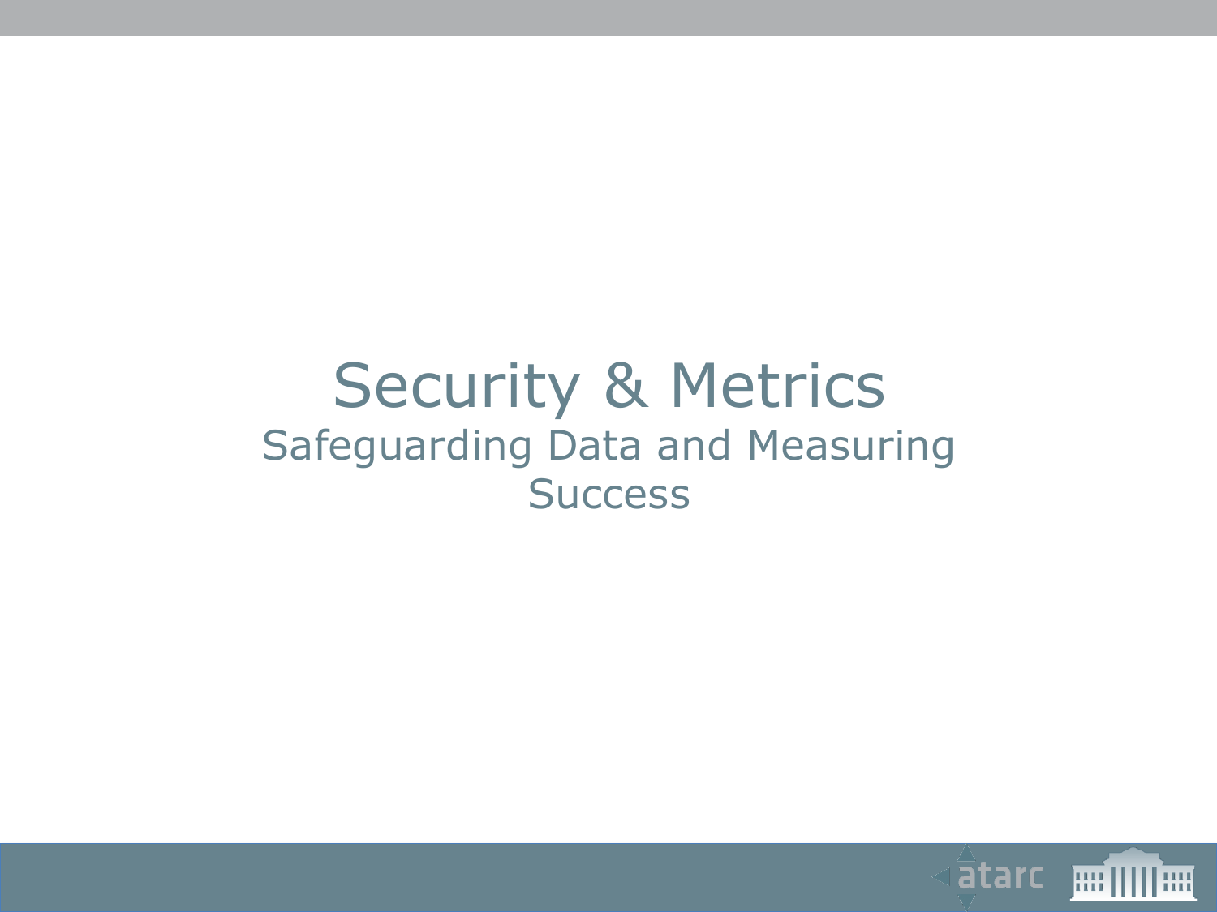# Security & Metrics

## Safeguarding Data and Measuring Success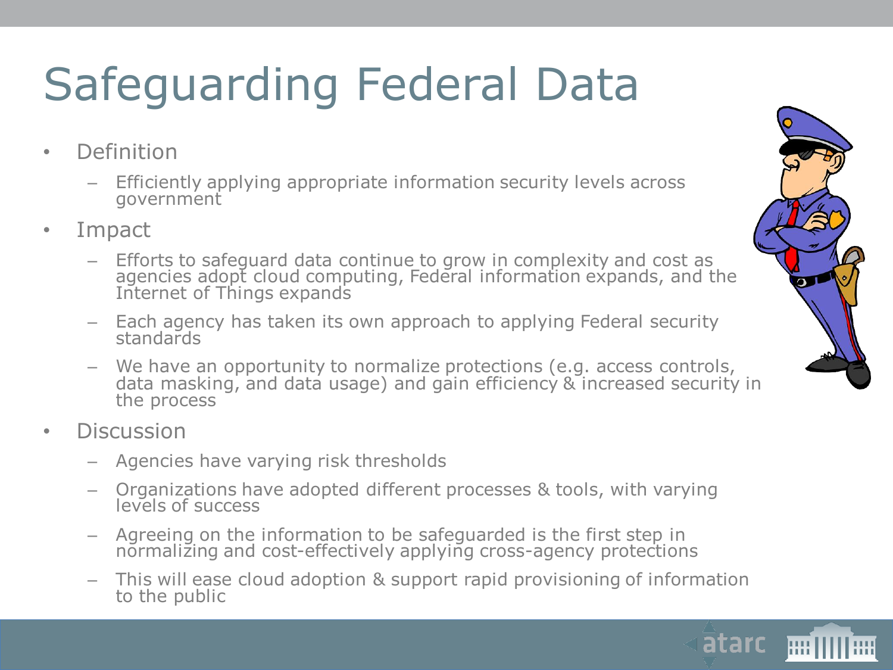# Safeguarding Federal Data

- Definition
  - Efficiently applying appropriate information security levels across government
- Impact
  - Efforts to safeguard data continue to grow in complexity and cost as agencies adopt cloud computing, Federal information expands, and the Internet of Things expands
  - Each agency has taken its own approach to applying Federal security standards
  - We have an opportunity to normalize protections (e.g. access controls, data masking, and data usage) and gain efficiency & increased security in the process
- Discussion
  - Agencies have varying risk thresholds
  - Organizations have adopted different processes & tools, with varying levels of success
  - Agreeing on the information to be safeguarded is the first step in normalizing and cost-effectively applying cross-agency protections
  - This will ease cloud adoption & support rapid provisioning of information to the public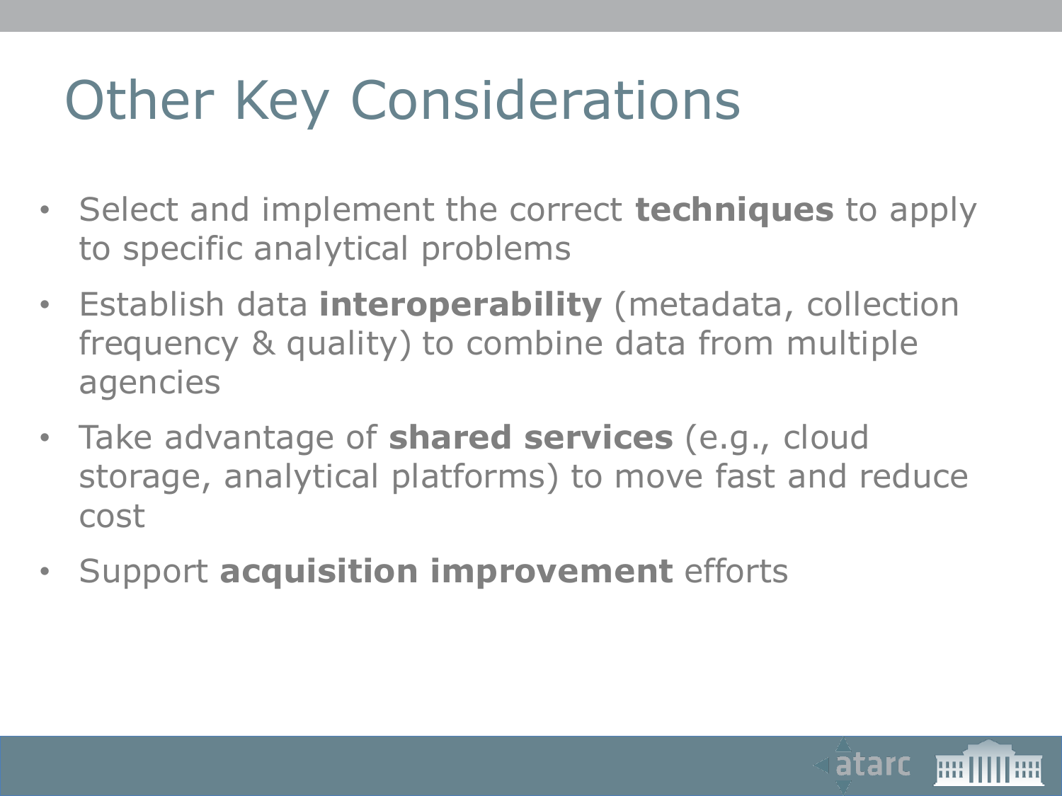# Other Key Considerations

- Select and implement the correct **techniques** to apply to specific analytical problems
- Establish data **interoperability** (metadata, collection frequency & quality) to combine data from multiple agencies
- Take advantage of **shared services** (e.g., cloud storage, analytical platforms) to move fast and reduce cost
- Support **acquisition improvement** efforts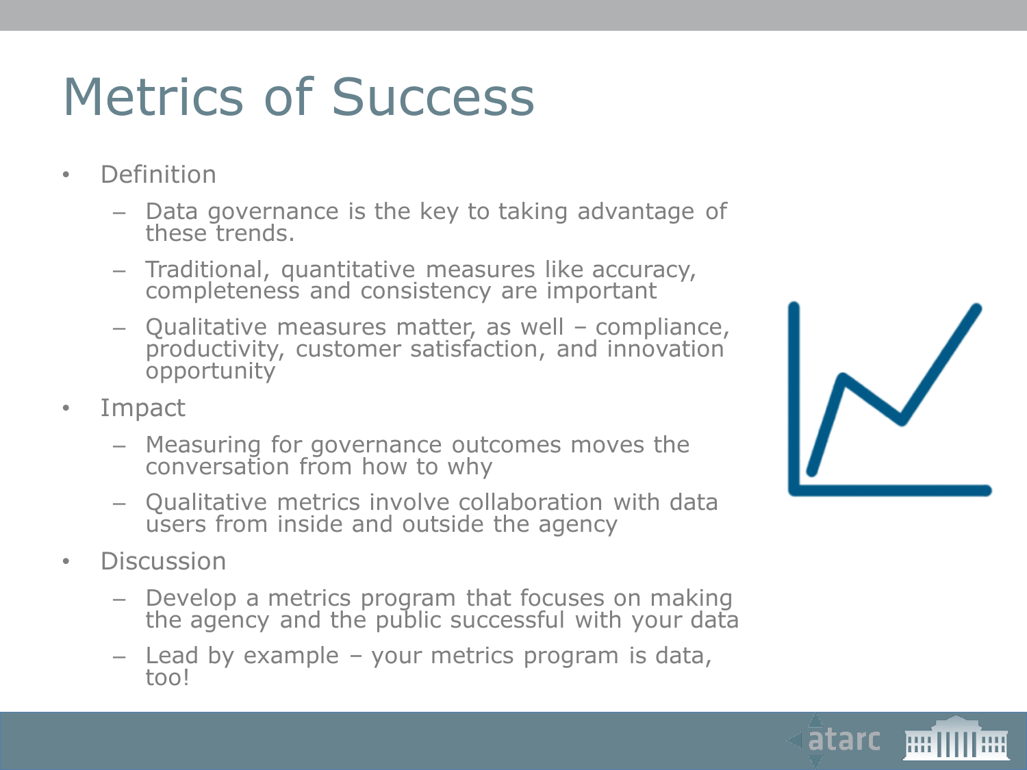# Metrics of Success

- Definition
  - Data governance is the key to taking advantage of these trends.
  - Traditional, quantitative measures like accuracy, completeness and consistency are important
  - Qualitative measures matter, as well – compliance, productivity, customer satisfaction, and innovation opportunity
- Impact
  - Measuring for governance outcomes moves the conversation from how to why
  - Qualitative metrics involve collaboration with data users from inside and outside the agency
- Discussion
  - Develop a metrics program that focuses on making the agency and the public successful with your data
  - Lead by example – your metrics program is data, too!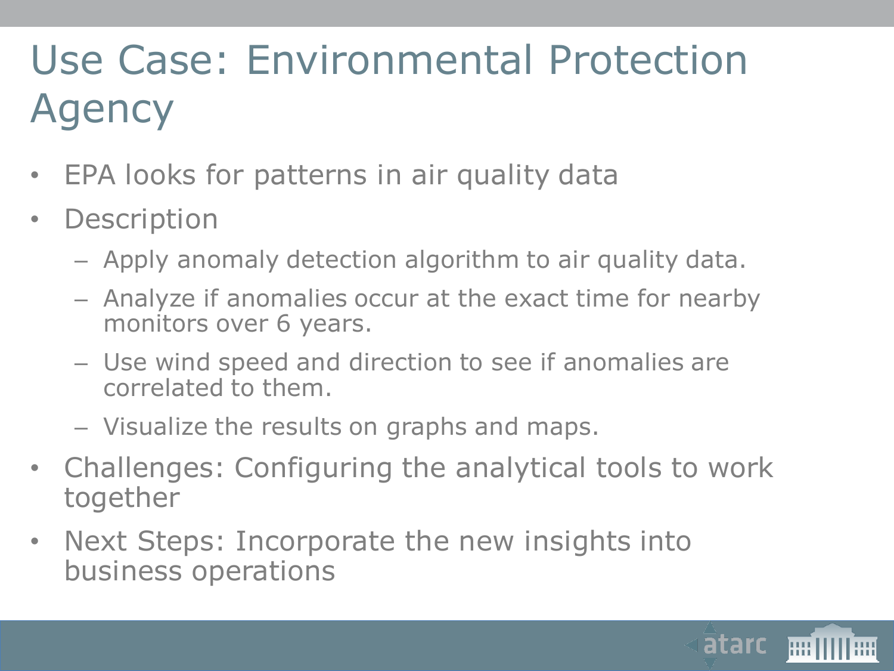# Use Case: Environmental Protection Agency

- EPA looks for patterns in air quality data
- Description
  - Apply anomaly detection algorithm to air quality data.
  - Analyze if anomalies occur at the exact time for nearby monitors over 6 years.
  - Use wind speed and direction to see if anomalies are correlated to them.
  - Visualize the results on graphs and maps.
- Challenges: Configuring the analytical tools to work together
- Next Steps: Incorporate the new insights into business operations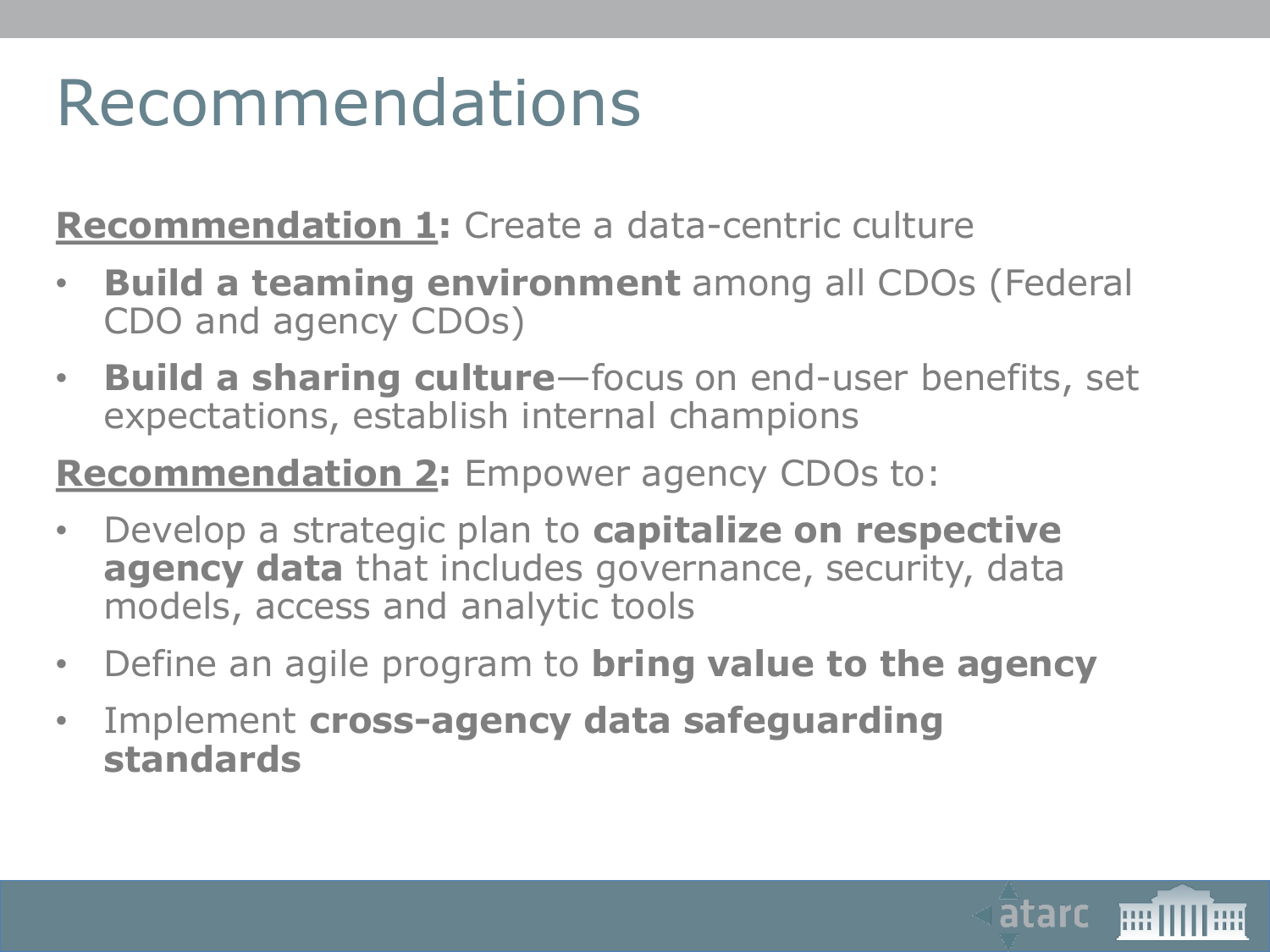# Recommendations

**Recommendation 1:** Create a data-centric culture

- **Build a teaming environment** among all CDOs (Federal CDO and agency CDOs)
- **Build a sharing culture**—focus on end-user benefits, set expectations, establish internal champions

**Recommendation 2:** Empower agency CDOs to:

- Develop a strategic plan to **capitalize on respective agency data** that includes governance, security, data models, access and analytic tools
- Define an agile program to **bring value to the agency**
- Implement **cross-agency data safeguarding standards**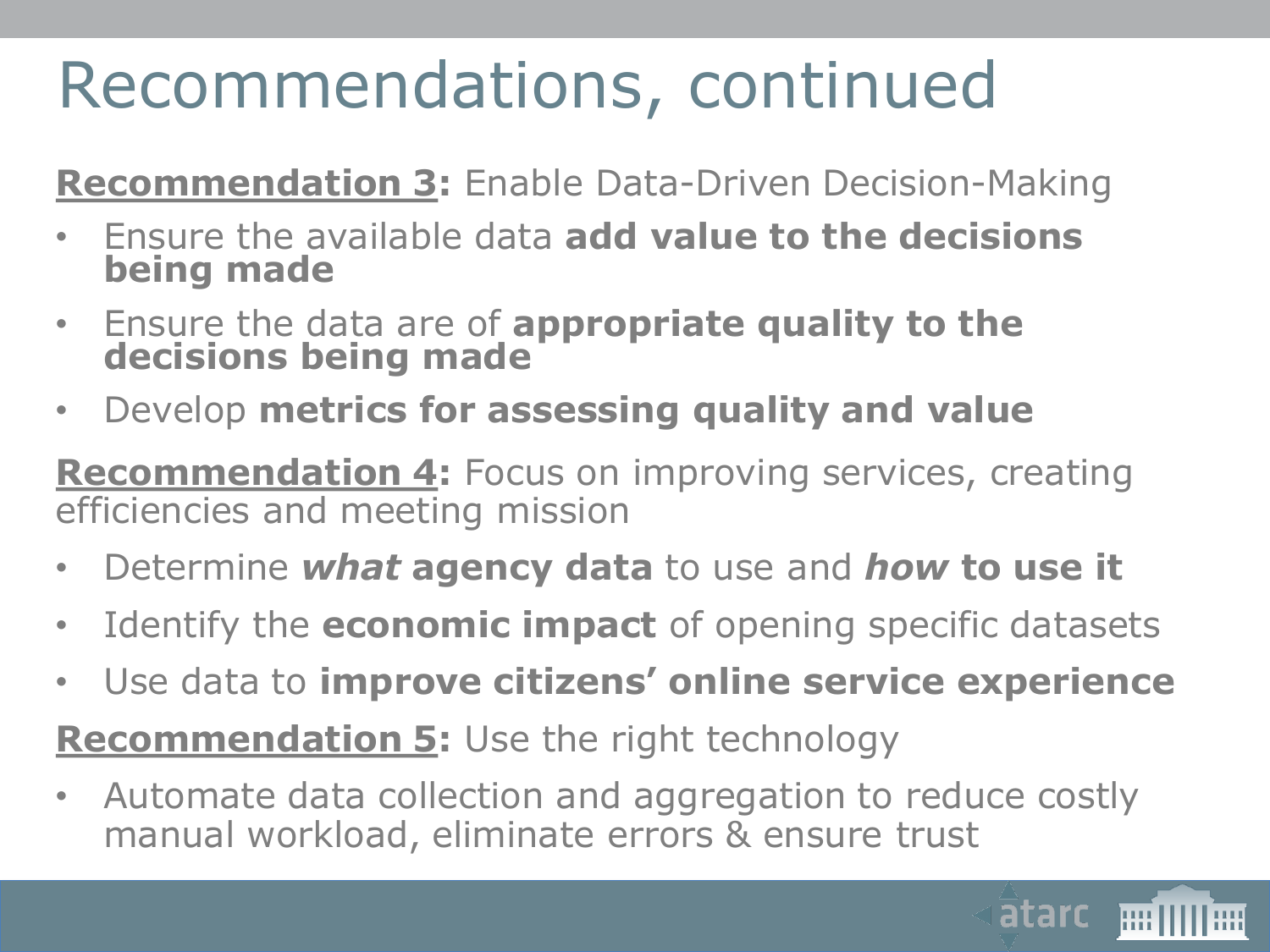# Recommendations, continued

**Recommendation 3:** Enable Data-Driven Decision-Making

- Ensure the available data **add value to the decisions being made**
- Ensure the data are of **appropriate quality to the decisions being made**
- Develop **metrics for assessing quality and value**

**Recommendation 4:** Focus on improving services, creating efficiencies and meeting mission

- Determine ***what*** **agency data** to use and ***how*** **to use it**
- Identify the **economic impact** of opening specific datasets
- Use data to **improve citizens' online service experience**

**Recommendation 5:** Use the right technology

- Automate data collection and aggregation to reduce costly manual workload, eliminate errors & ensure trust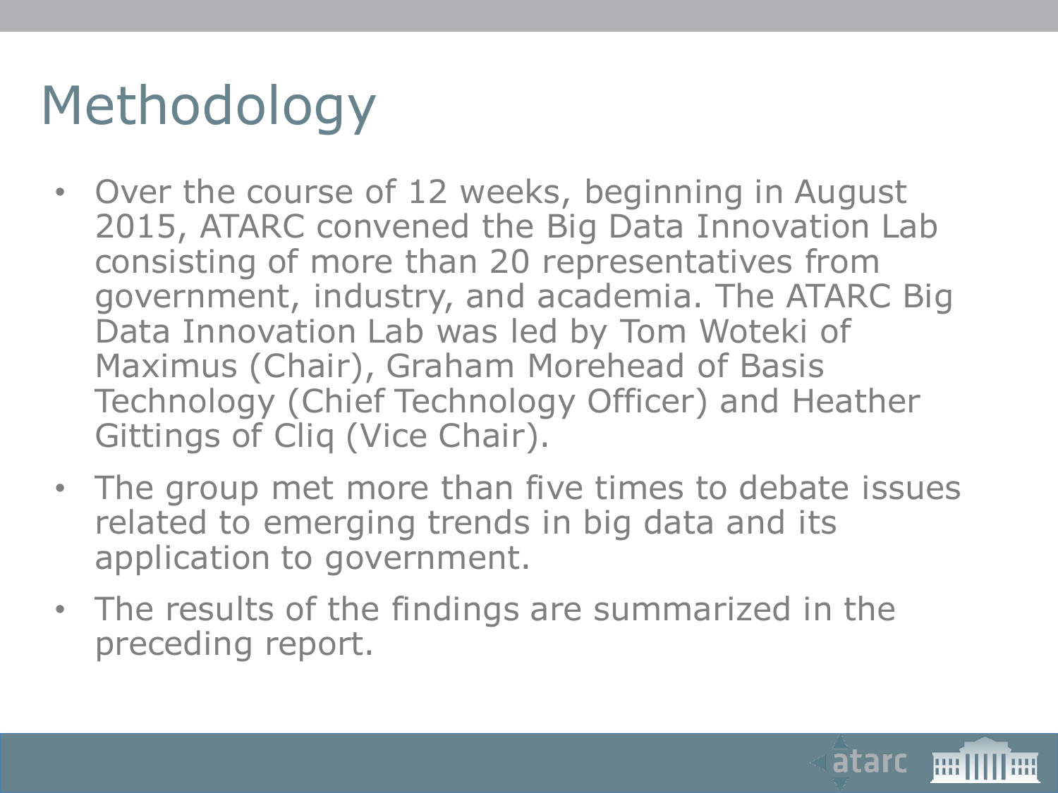# Methodology

- Over the course of 12 weeks, beginning in August 2015, ATARC convened the Big Data Innovation Lab consisting of more than 20 representatives from government, industry, and academia. The ATARC Big Data Innovation Lab was led by Tom Woteki of Maximus (Chair), Graham Morehead of Basis Technology (Chief Technology Officer) and Heather Gittings of Cliq (Vice Chair).
- The group met more than five times to debate issues related to emerging trends in big data and its application to government.
- The results of the findings are summarized in the preceding report.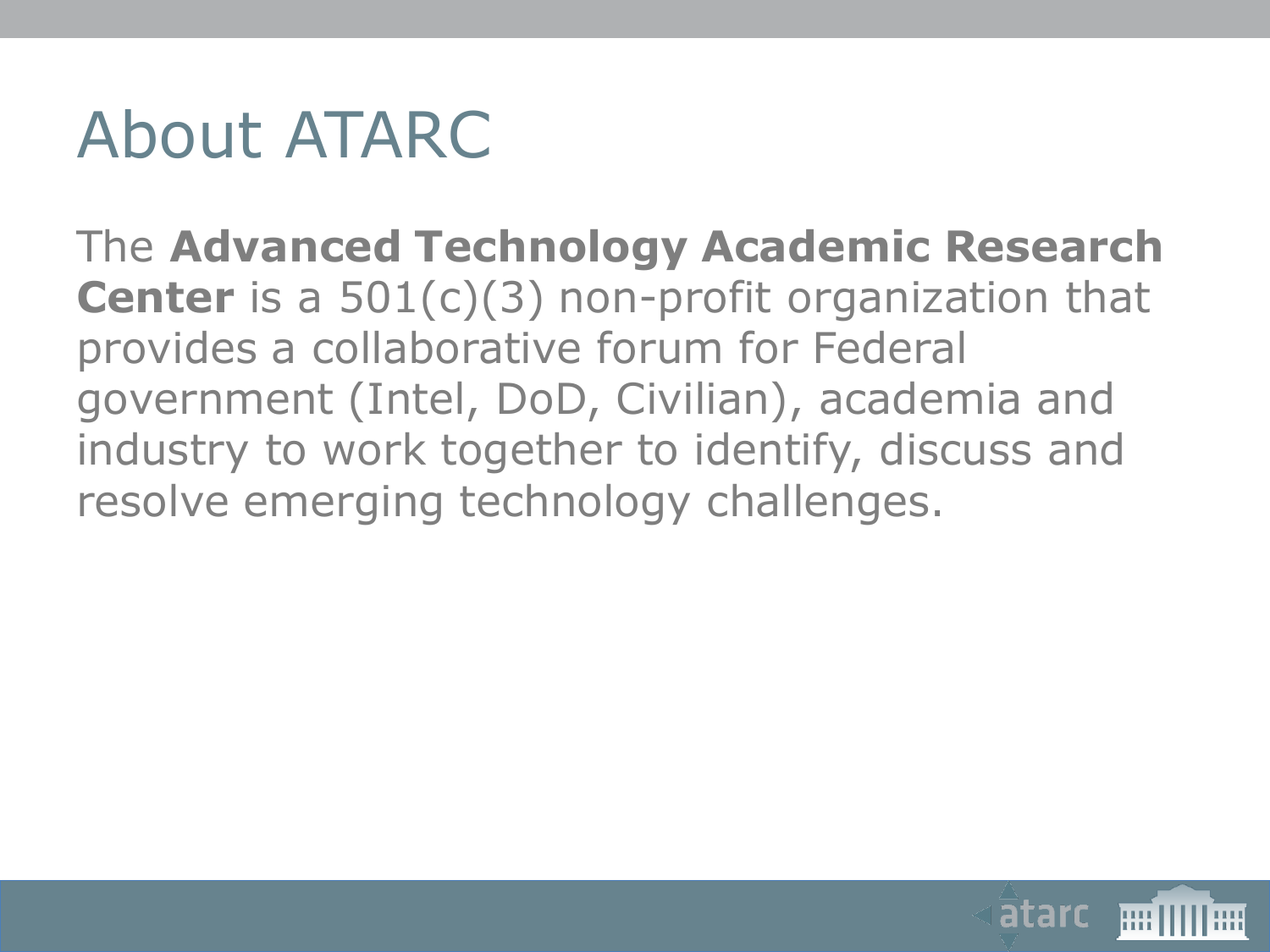# About ATARC

The **Advanced Technology Academic Research Center** is a 501(c)(3) non-profit organization that provides a collaborative forum for Federal government (Intel, DoD, Civilian), academia and industry to work together to identify, discuss and resolve emerging technology challenges.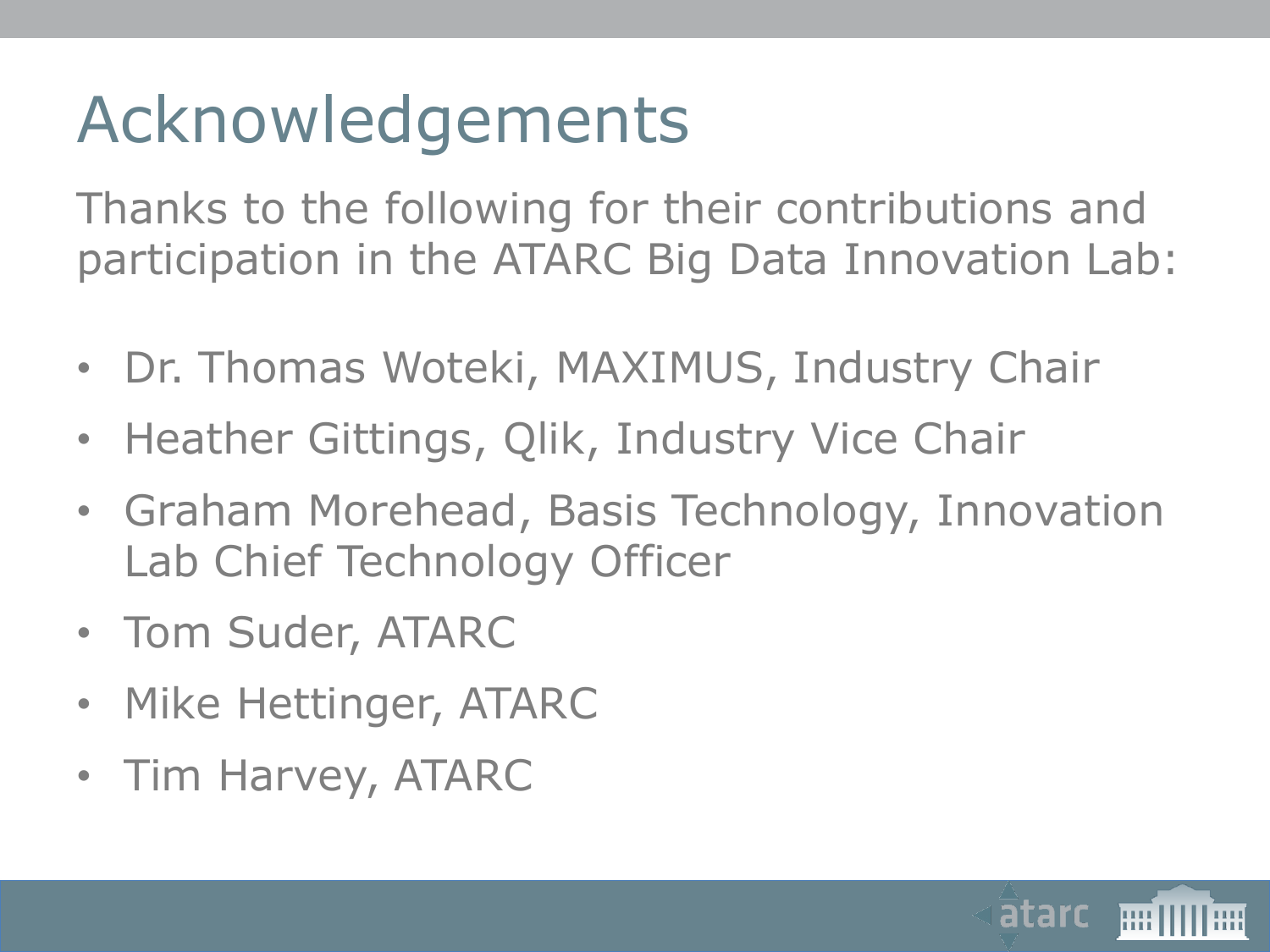# Acknowledgements

Thanks to the following for their contributions and participation in the ATARC Big Data Innovation Lab:

- Dr. Thomas Woteki, MAXIMUS, Industry Chair
- Heather Gittings, Qlik, Industry Vice Chair
- Graham Morehead, Basis Technology, Innovation Lab Chief Technology Officer
- Tom Suder, ATARC
- Mike Hettinger, ATARC
- Tim Harvey, ATARC